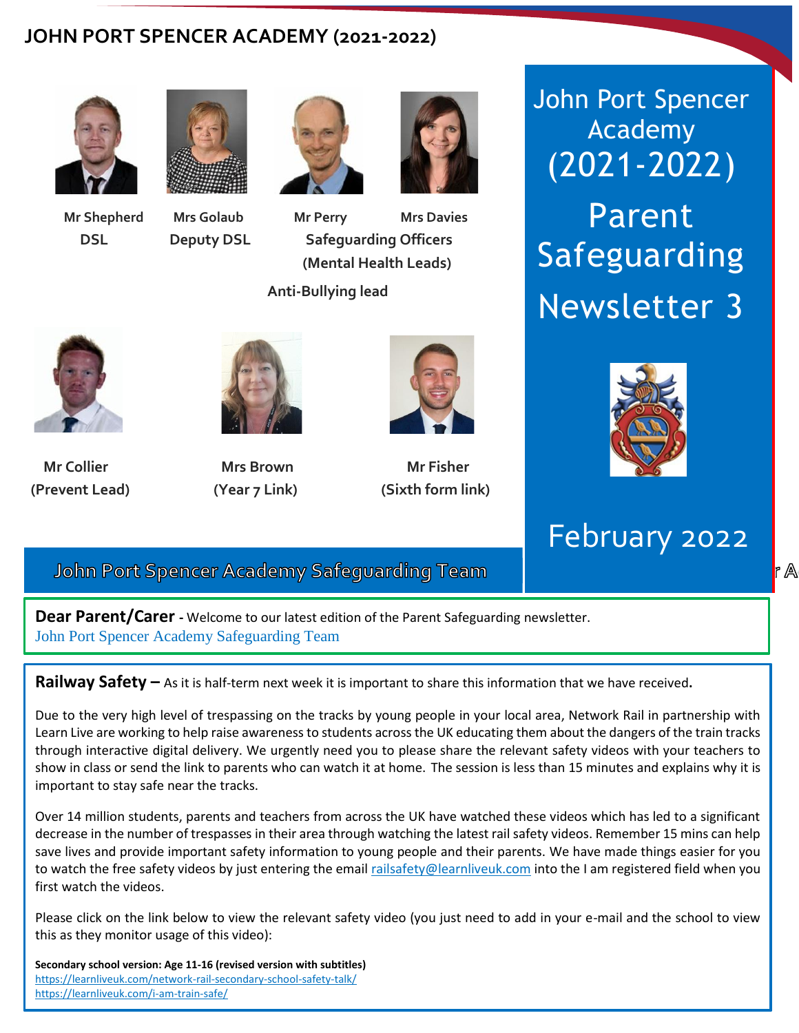# JOHN PORT SPENCER ACADEMY (2021-2022)

Mr Shepherd
DSL

Mrs Golaub
Deputy DSL

Mr Perry
Mrs Davies
Safeguarding Officers
(Mental Health Leads)

Anti-Bullying lead

Mr Collier
(Prevent Lead)

Mrs Brown
(Year 7 Link)

Mr Fisher
(Sixth form link)

## John Port Spencer Academy (2021-2022) Parent Safeguarding Newsletter 3

February 2022

**John Port Spencer Academy Safeguarding Team**

**Dear Parent/Carer** - Welcome to our latest edition of the Parent Safeguarding newsletter.
John Port Spencer Academy Safeguarding Team

**Railway Safety –** As it is half-term next week it is important to share this information that we have received**.**

Due to the very high level of trespassing on the tracks by young people in your local area, Network Rail in partnership with Learn Live are working to help raise awareness to students across the UK educating them about the dangers of the train tracks through interactive digital delivery. We urgently need you to please share the relevant safety videos with your teachers to show in class or send the link to parents who can watch it at home. The session is less than 15 minutes and explains why it is important to stay safe near the tracks.

Over 14 million students, parents and teachers from across the UK have watched these videos which has led to a significant decrease in the number of trespasses in their area through watching the latest rail safety videos. Remember 15 mins can help save lives and provide important safety information to young people and their parents. We have made things easier for you to watch the free safety videos by just entering the email railsafety@learnliveuk.com into the I am registered field when you first watch the videos.

Please click on the link below to view the relevant safety video (you just need to add in your e-mail and the school to view this as they monitor usage of this video):

**Secondary school version: Age 11-16 (revised version with subtitles)**
https://learnliveuk.com/network-rail-secondary-school-safety-talk/
https://learnliveuk.com/i-am-train-safe/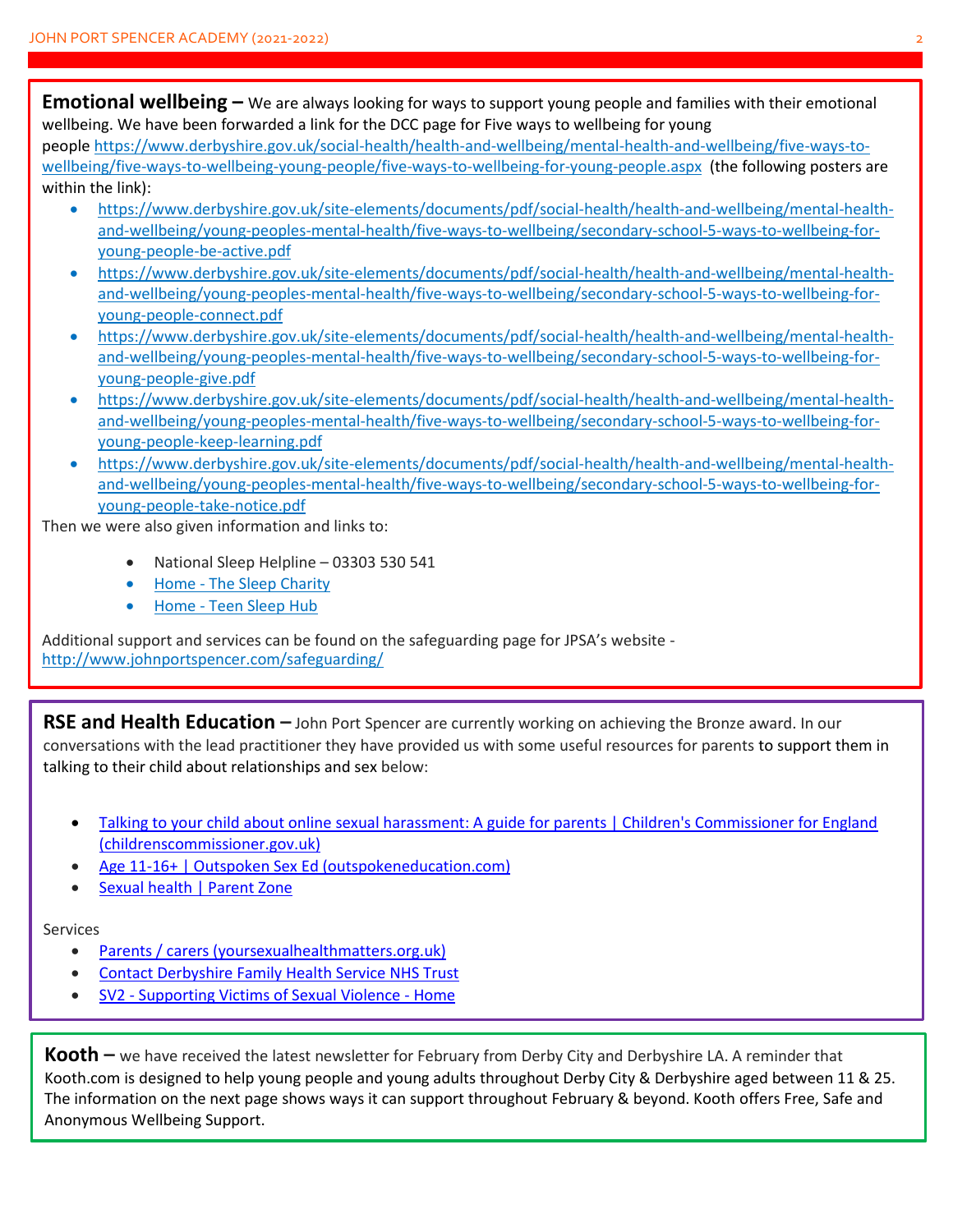**Emotional wellbeing –** We are always looking for ways to support young people and families with their emotional wellbeing. We have been forwarded a link for the DCC page for Five ways to wellbeing for young people https://www.derbyshire.gov.uk/social-health/health-and-wellbeing/mental-health-and-wellbeing/five-ways-to-wellbeing/five-ways-to-wellbeing-young-people/five-ways-to-wellbeing-for-young-people.aspx (the following posters are within the link):

- https://www.derbyshire.gov.uk/site-elements/documents/pdf/social-health/health-and-wellbeing/mental-health-and-wellbeing/young-peoples-mental-health/five-ways-to-wellbeing/secondary-school-5-ways-to-wellbeing-for-young-people-be-active.pdf
- https://www.derbyshire.gov.uk/site-elements/documents/pdf/social-health/health-and-wellbeing/mental-health-and-wellbeing/young-peoples-mental-health/five-ways-to-wellbeing/secondary-school-5-ways-to-wellbeing-for-young-people-connect.pdf
- https://www.derbyshire.gov.uk/site-elements/documents/pdf/social-health/health-and-wellbeing/mental-health-and-wellbeing/young-peoples-mental-health/five-ways-to-wellbeing/secondary-school-5-ways-to-wellbeing-for-young-people-give.pdf
- https://www.derbyshire.gov.uk/site-elements/documents/pdf/social-health/health-and-wellbeing/mental-health-and-wellbeing/young-peoples-mental-health/five-ways-to-wellbeing/secondary-school-5-ways-to-wellbeing-for-young-people-keep-learning.pdf
- https://www.derbyshire.gov.uk/site-elements/documents/pdf/social-health/health-and-wellbeing/mental-health-and-wellbeing/young-peoples-mental-health/five-ways-to-wellbeing/secondary-school-5-ways-to-wellbeing-for-young-people-take-notice.pdf

Then we were also given information and links to:

- National Sleep Helpline – 03303 530 541
- Home - The Sleep Charity
- Home - Teen Sleep Hub

Additional support and services can be found on the safeguarding page for JPSA's website - http://www.johnportspencer.com/safeguarding/

**RSE and Health Education –** John Port Spencer are currently working on achieving the Bronze award. In our conversations with the lead practitioner they have provided us with some useful resources for parents to support them in talking to their child about relationships and sex below:

- Talking to your child about online sexual harassment: A guide for parents | Children's Commissioner for England (childrenscommissioner.gov.uk)
- Age 11-16+ | Outspoken Sex Ed (outspokeneducation.com)
- Sexual health | Parent Zone

Services

- Parents / carers (yoursexualhealthmatters.org.uk)
- Contact Derbyshire Family Health Service NHS Trust
- SV2 - Supporting Victims of Sexual Violence - Home

**Kooth –** we have received the latest newsletter for February from Derby City and Derbyshire LA. A reminder that Kooth.com is designed to help young people and young adults throughout Derby City & Derbyshire aged between 11 & 25. The information on the next page shows ways it can support throughout February & beyond. Kooth offers Free, Safe and Anonymous Wellbeing Support.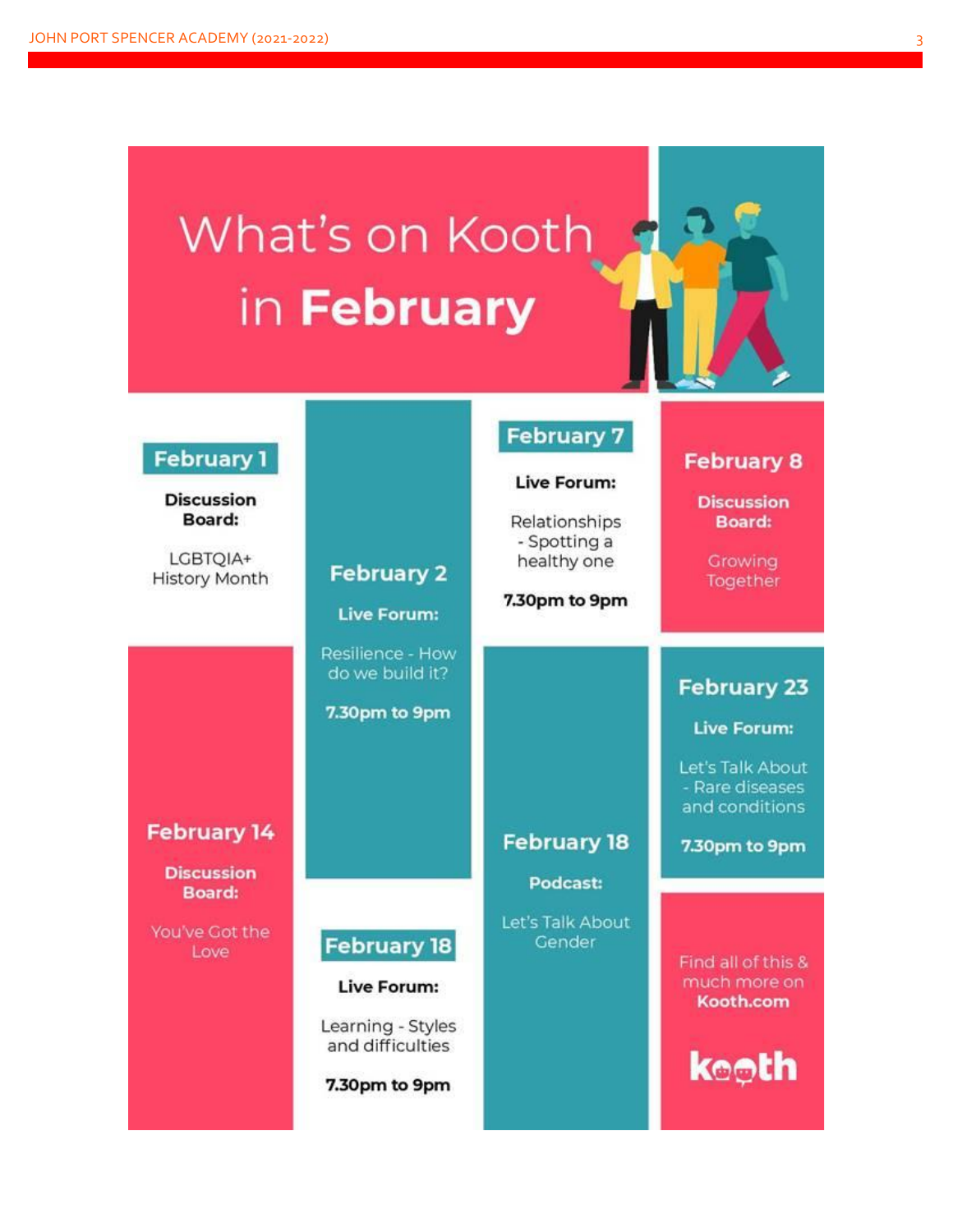# What's on Kooth in **February**

## February 1

**Discussion Board:**

LGBTQIA+ History Month

## February 2

**Live Forum:**

Resilience - How do we build it?

**7.30pm to 9pm**

## February 7

**Live Forum:**

Relationships - Spotting a healthy one

**7.30pm to 9pm**

## February 8

**Discussion Board:**

Growing Together

## February 14

**Discussion Board:**

You've Got the Love

## February 18

**Live Forum:**

Learning - Styles and difficulties

**7.30pm to 9pm**

## February 18

**Podcast:**

Let's Talk About Gender

## February 23

**Live Forum:**

Let's Talk About - Rare diseases and conditions

**7.30pm to 9pm**

Find all of this & much more on **Kooth.com**

**kooth**